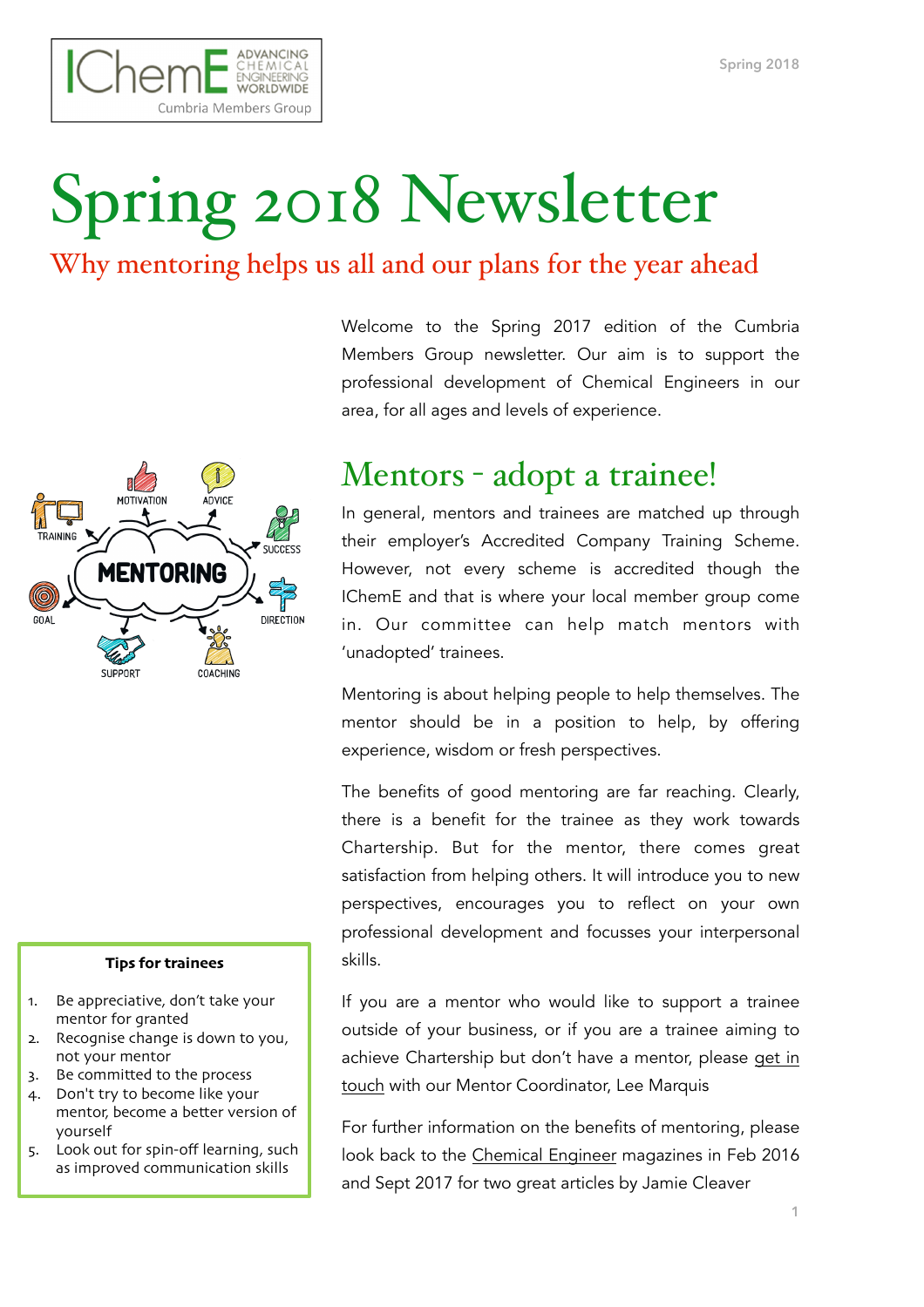IChemE ADVANCING CHEMICAL ENGINEERING WORLDWIDE
Cumbria Members Group

# Spring 2018 Newsletter

## Why mentoring helps us all and our plans for the year ahead

Welcome to the Spring 2017 edition of the Cumbria Members Group newsletter. Our aim is to support the professional development of Chemical Engineers in our area, for all ages and levels of experience.

## Mentors - adopt a trainee!

In general, mentors and trainees are matched up through their employer's Accredited Company Training Scheme. However, not every scheme is accredited though the IChemE and that is where your local member group come in. Our committee can help match mentors with 'unadopted' trainees.

Mentoring is about helping people to help themselves. The mentor should be in a position to help, by offering experience, wisdom or fresh perspectives.

The benefits of good mentoring are far reaching. Clearly, there is a benefit for the trainee as they work towards Chartership. But for the mentor, there comes great satisfaction from helping others. It will introduce you to new perspectives, encourages you to reflect on your own professional development and focusses your interpersonal skills.

If you are a mentor who would like to support a trainee outside of your business, or if you are a trainee aiming to achieve Chartership but don't have a mentor, please get in touch with our Mentor Coordinator, Lee Marquis

For further information on the benefits of mentoring, please look back to the Chemical Engineer magazines in Feb 2016 and Sept 2017 for two great articles by Jamie Cleaver

MOTIVATION, ADVICE, TRAINING, SUCCESS, MENTORING, GOAL, DIRECTION, SUPPORT, COACHING

**Tips for trainees**

1. Be appreciative, don't take your mentor for granted
2. Recognise change is down to you, not your mentor
3. Be committed to the process
4. Don't try to become like your mentor, become a better version of yourself
5. Look out for spin-off learning, such as improved communication skills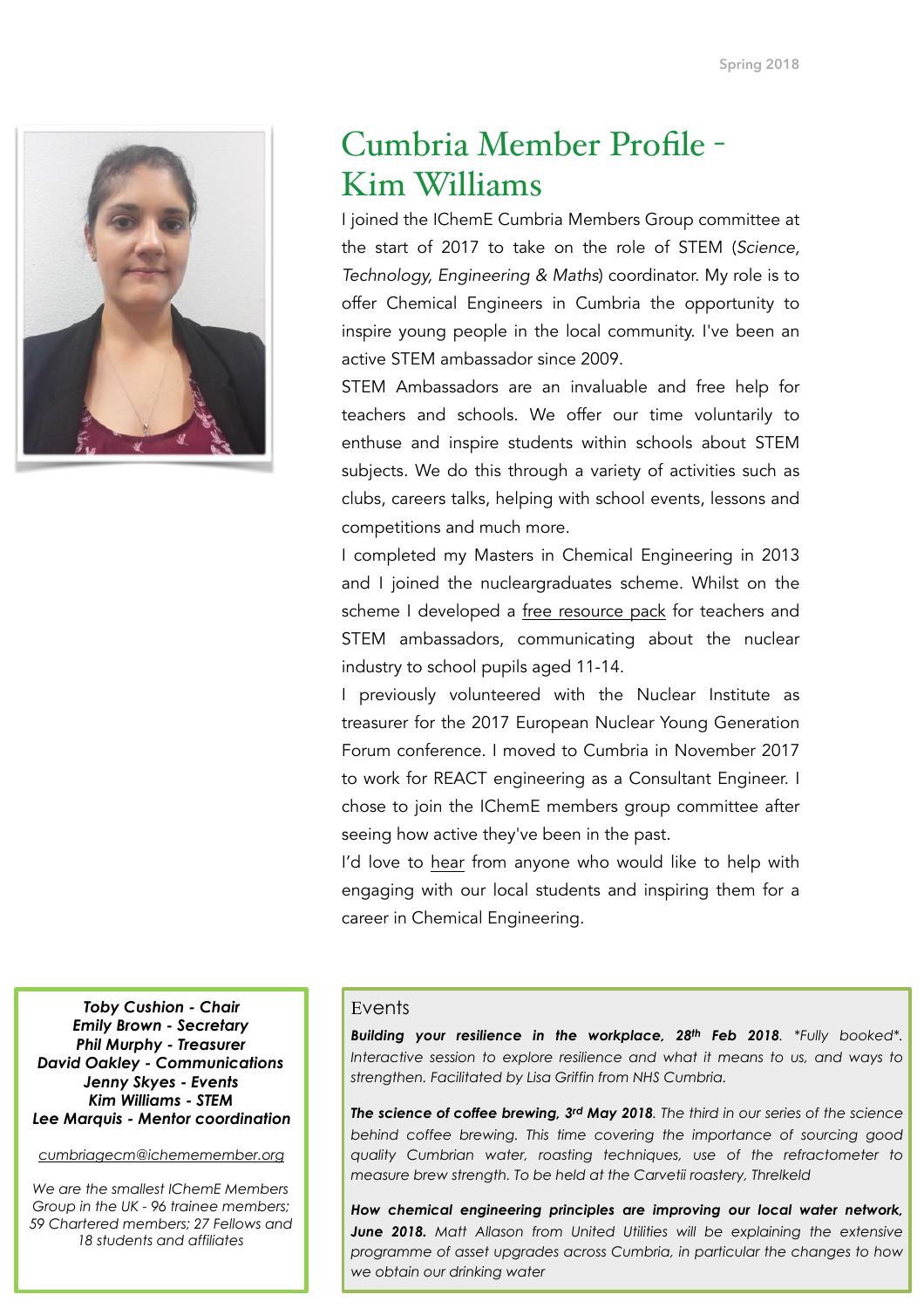# Cumbria Member Profile - Kim Williams

I joined the IChemE Cumbria Members Group committee at the start of 2017 to take on the role of STEM (*Science, Technology, Engineering & Maths*) coordinator. My role is to offer Chemical Engineers in Cumbria the opportunity to inspire young people in the local community. I've been an active STEM ambassador since 2009.

STEM Ambassadors are an invaluable and free help for teachers and schools. We offer our time voluntarily to enthuse and inspire students within schools about STEM subjects. We do this through a variety of activities such as clubs, careers talks, helping with school events, lessons and competitions and much more.

I completed my Masters in Chemical Engineering in 2013 and I joined the nucleargraduates scheme. Whilst on the scheme I developed a free resource pack for teachers and STEM ambassadors, communicating about the nuclear industry to school pupils aged 11-14.

I previously volunteered with the Nuclear Institute as treasurer for the 2017 European Nuclear Young Generation Forum conference. I moved to Cumbria in November 2017 to work for REACT engineering as a Consultant Engineer. I chose to join the IChemE members group committee after seeing how active they've been in the past.

I'd love to hear from anyone who would like to help with engaging with our local students and inspiring them for a career in Chemical Engineering.

***Toby Cushion - Chair***
***Emily Brown - Secretary***
***Phil Murphy - Treasurer***
***David Oakley - Communications***
***Jenny Skyes - Events***
***Kim Williams - STEM***
***Lee Marquis - Mentor coordination***

cumbriagecm@ichememember.org

*We are the smallest IChemE Members Group in the UK - 96 trainee members; 59 Chartered members; 27 Fellows and 18 students and affiliates*

## Events

***Building your resilience in the workplace, 28th Feb 2018****. \*Fully booked\*. Interactive session to explore resilience and what it means to us, and ways to strengthen. Facilitated by Lisa Griffin from NHS Cumbria.*

***The science of coffee brewing, 3rd May 2018****. The third in our series of the science behind coffee brewing. This time covering the importance of sourcing good quality Cumbrian water, roasting techniques, use of the refractometer to measure brew strength. To be held at the Carvetii roastery, Threlkeld*

***How chemical engineering principles are improving our local water network, June 2018.*** *Matt Allason from United Utilities will be explaining the extensive programme of asset upgrades across Cumbria, in particular the changes to how we obtain our drinking water*